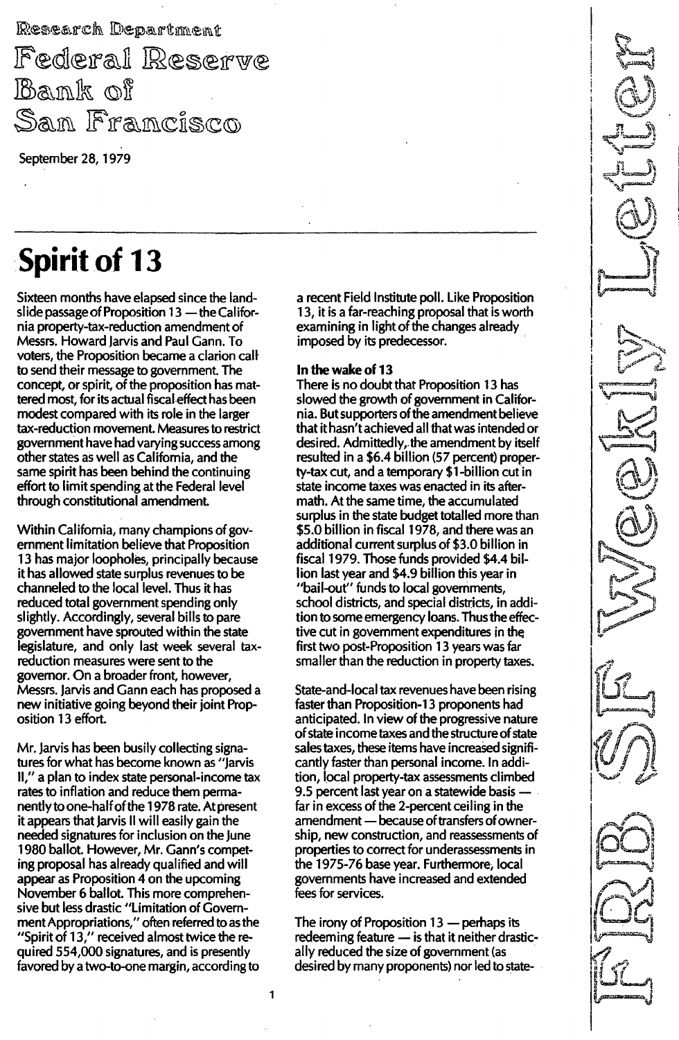Research Department

Federal Reserve Bank of San Francisco

September 28, 1979

FRBSF Weekly Letter

# Spirit of 13

Sixteen months have elapsed since the landslide passage of Proposition 13 — the California property-tax-reduction amendment of Messrs. Howard Jarvis and Paul Gann. To voters, the Proposition became a clarion call to send their message to government. The concept, or spirit, of the proposition has mattered most, for its actual fiscal effect has been modest compared with its role in the larger tax-reduction movement. Measures to restrict government have had varying success among other states as well as California, and the same spirit has been behind the continuing effort to limit spending at the Federal level through constitutional amendment.

Within California, many champions of government limitation believe that Proposition 13 has major loopholes, principally because it has allowed state surplus revenues to be channeled to the local level. Thus it has reduced total government spending only slightly. Accordingly, several bills to pare government have sprouted within the state legislature, and only last week several tax-reduction measures were sent to the governor. On a broader front, however, Messrs. Jarvis and Gann each has proposed a new initiative going beyond their joint Proposition 13 effort.

Mr. Jarvis has been busily collecting signatures for what has become known as "Jarvis II," a plan to index state personal-income tax rates to inflation and reduce them permanently to one-half of the 1978 rate. At present it appears that Jarvis II will easily gain the needed signatures for inclusion on the June 1980 ballot. However, Mr. Gann's competing proposal has already qualified and will appear as Proposition 4 on the upcoming November 6 ballot. This more comprehensive but less drastic "Limitation of Government Appropriations," often referred to as the "Spirit of 13," received almost twice the required 554,000 signatures, and is presently favored by a two-to-one margin, according to a recent Field Institute poll. Like Proposition 13, it is a far-reaching proposal that is worth examining in light of the changes already imposed by its predecessor.

**In the wake of 13**

There is no doubt that Proposition 13 has slowed the growth of government in California. But supporters of the amendment believe that it hasn't achieved all that was intended or desired. Admittedly, the amendment by itself resulted in a $6.4 billion (57 percent) property-tax cut, and a temporary $1-billion cut in state income taxes was enacted in its aftermath. At the same time, the accumulated surplus in the state budget totalled more than $5.0 billion in fiscal 1978, and there was an additional current surplus of $3.0 billion in fiscal 1979. Those funds provided $4.4 billion last year and $4.9 billion this year in "bail-out" funds to local governments, school districts, and special districts, in addition to some emergency loans. Thus the effective cut in government expenditures in the first two post-Proposition 13 years was far smaller than the reduction in property taxes.

State-and-local tax revenues have been rising faster than Proposition-13 proponents had anticipated. In view of the progressive nature of state income taxes and the structure of state sales taxes, these items have increased significantly faster than personal income. In addition, local property-tax assessments climbed 9.5 percent last year on a statewide basis — far in excess of the 2-percent ceiling in the amendment — because of transfers of ownership, new construction, and reassessments of properties to correct for underassessments in the 1975-76 base year. Furthermore, local governments have increased and extended fees for services.

The irony of Proposition 13 — perhaps its redeeming feature — is that it neither drastically reduced the size of government (as desired by many proponents) nor led to state-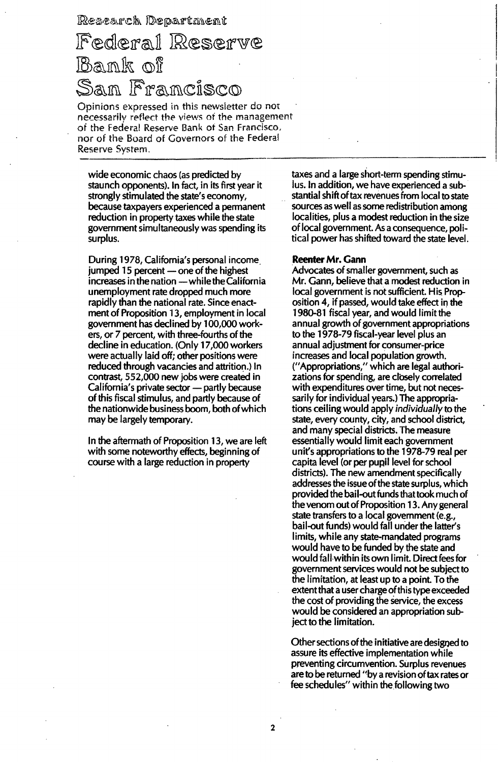wide economic chaos (as predicted by staunch opponents). In fact, in its first year it strongly stimulated the state's economy, because taxpayers experienced a permanent reduction in property taxes while the state government simultaneously was spending its surplus.

During 1978, California's personal income jumped 15 percent — one of the highest increases in the nation — while the California unemployment rate dropped much more rapidly than the national rate. Since enactment of Proposition 13, employment in local government has declined by 100,000 workers, or 7 percent, with three-fourths of the decline in education. (Only 17,000 workers were actually laid off; other positions were reduced through vacancies and attrition.) In contrast, 552,000 new jobs were created in California's private sector — partly because of this fiscal stimulus, and partly because of the nationwide business boom, both of which may be largely temporary.

In the aftermath of Proposition 13, we are left with some noteworthy effects, beginning of course with a large reduction in property taxes and a large short-term spending stimulus. In addition, we have experienced a substantial shift of tax revenues from local to state sources as well as some redistribution among localities, plus a modest reduction in the size of local government. As a consequence, political power has shifted toward the state level.

**Reenter Mr. Gann**

Advocates of smaller government, such as Mr. Gann, believe that a modest reduction in local government is not sufficient. His Proposition 4, if passed, would take effect in the 1980-81 fiscal year, and would limit the annual growth of government appropriations to the 1978-79 fiscal-year level plus an annual adjustment for consumer-price increases and local population growth. ("Appropriations," which are legal authorizations for spending, are closely correlated with expenditures over time, but not necessarily for individual years.) The appropriations ceiling would apply *individually* to the state, every county, city, and school district, and many special districts. The measure essentially would limit each government unit's appropriations to the 1978-79 real per capita level (or per pupil level for school districts). The new amendment specifically addresses the issue of the state surplus, which provided the bail-out funds that took much of the venom out of Proposition 13. Any general state transfers to a local government (e.g., bail-out funds) would fall under the latter's limits, while any state-mandated programs would have to be funded by the state and would fall within its own limit. Direct fees for government services would not be subject to the limitation, at least up to a point. To the extent that a user charge of this type exceeded the cost of providing the service, the excess would be considered an appropriation subject to the limitation.

Other sections of the initiative are designed to assure its effective implementation while preventing circumvention. Surplus revenues are to be returned "by a revision of tax rates or fee schedules" within the following two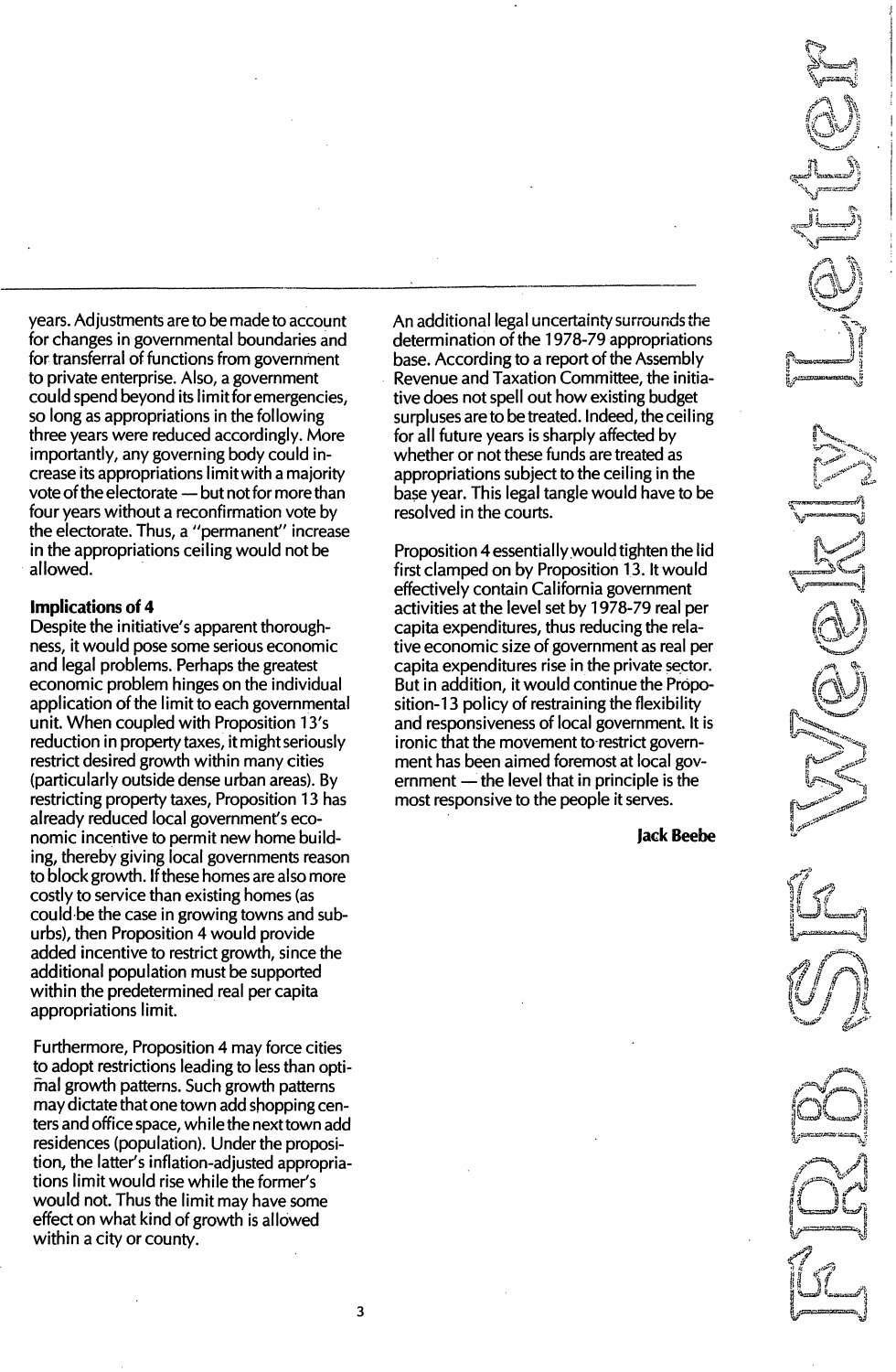years. Adjustments are to be made to account for changes in governmental boundaries and for transferral of functions from government to private enterprise. Also, a government could spend beyond its limit for emergencies, so long as appropriations in the following three years were reduced accordingly. More importantly, any governing body could increase its appropriations limit with a majority vote of the electorate — but not for more than four years without a reconfirmation vote by the electorate. Thus, a "permanent" increase in the appropriations ceiling would not be allowed.

**Implications of 4**

Despite the initiative's apparent thoroughness, it would pose some serious economic and legal problems. Perhaps the greatest economic problem hinges on the individual application of the limit to each governmental unit. When coupled with Proposition 13's reduction in property taxes, it might seriously restrict desired growth within many cities (particularly outside dense urban areas). By restricting property taxes, Proposition 13 has already reduced local government's economic incentive to permit new home building, thereby giving local governments reason to block growth. If these homes are also more costly to service than existing homes (as could be the case in growing towns and suburbs), then Proposition 4 would provide added incentive to restrict growth, since the additional population must be supported within the predetermined real per capita appropriations limit.

Furthermore, Proposition 4 may force cities to adopt restrictions leading to less than optimal growth patterns. Such growth patterns may dictate that one town add shopping centers and office space, while the next town add residences (population). Under the proposition, the latter's inflation-adjusted appropriations limit would rise while the former's would not. Thus the limit may have some effect on what kind of growth is allowed within a city or county.

An additional legal uncertainty surrounds the determination of the 1978-79 appropriations base. According to a report of the Assembly Revenue and Taxation Committee, the initiative does not spell out how existing budget surpluses are to be treated. Indeed, the ceiling for all future years is sharply affected by whether or not these funds are treated as appropriations subject to the ceiling in the base year. This legal tangle would have to be resolved in the courts.

Proposition 4 essentially would tighten the lid first clamped on by Proposition 13. It would effectively contain California government activities at the level set by 1978-79 real per capita expenditures, thus reducing the relative economic size of government as real per capita expenditures rise in the private sector. But in addition, it would continue the Proposition-13 policy of restraining the flexibility and responsiveness of local government. It is ironic that the movement to restrict government has been aimed foremost at local government — the level that in principle is the most responsive to the people it serves.

**Jack Beebe**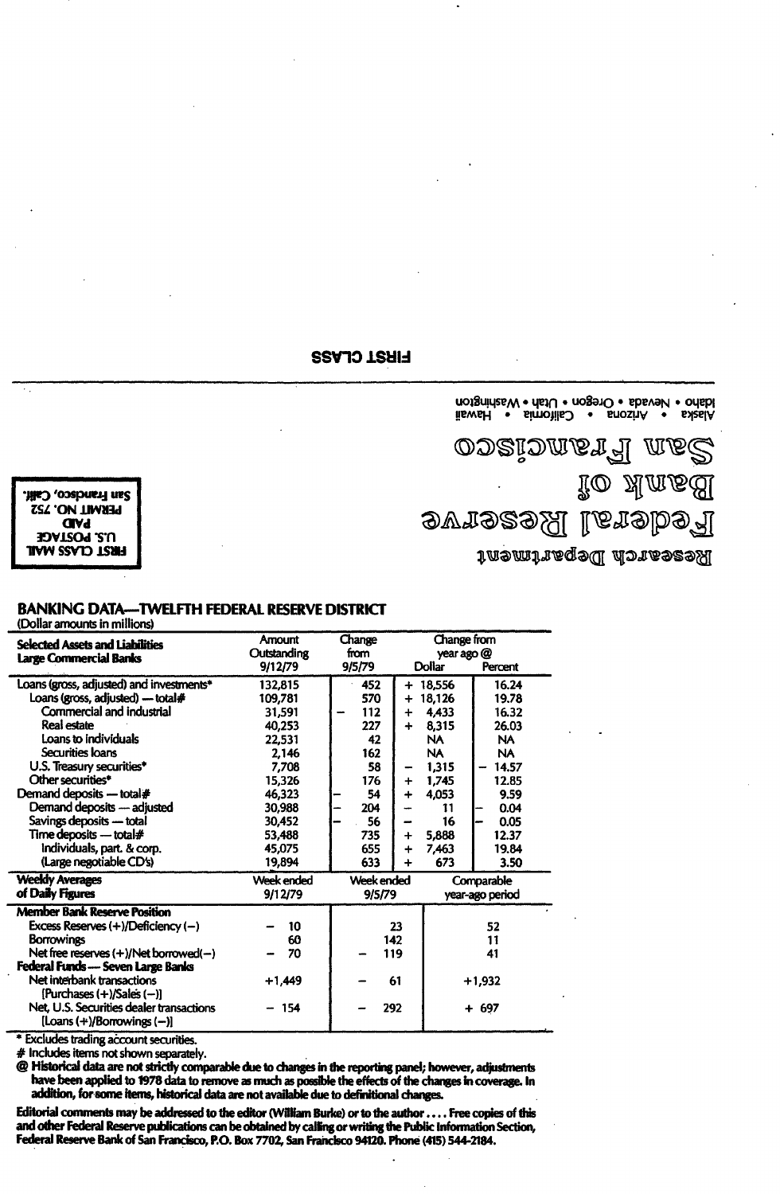FIRST CLASS

Research Department

Federal Reserve Bank of San Francisco

Alaska • Arizona • California • Hawaii
Idaho • Nevada • Oregon • Utah • Washington

FIRST CLASS MAIL
U.S. POSTAGE
PAID
PERMIT NO. 752
San Francisco, Calif.

## BANKING DATA—TWELFTH FEDERAL RESERVE DISTRICT

(Dollar amounts in millions)

| Selected Assets and Liabilities Large Commercial Banks | Amount Outstanding 9/12/79 | Change from 9/5/79 | Change from year ago @ Dollar | Percent |
|---|---|---|---|---|
| Loans (gross, adjusted) and investments* | 132,815 | 452 | + 18,556 | 16.24 |
| Loans (gross, adjusted) — total# | 109,781 | 570 | + 18,126 | 19.78 |
| Commercial and industrial | 31,591 | − 112 | + 4,433 | 16.32 |
| Real estate | 40,253 | 227 | + 8,315 | 26.03 |
| Loans to individuals | 22,531 | 42 | NA | NA |
| Securities loans | 2,146 | 162 | NA | NA |
| U.S. Treasury securities* | 7,708 | 58 | − 1,315 | − 14.57 |
| Other securities* | 15,326 | 176 | + 1,745 | 12.85 |
| Demand deposits — total# | 46,323 | − 54 | + 4,053 | 9.59 |
| Demand deposits — adjusted | 30,988 | − 204 | − 11 | − 0.04 |
| Savings deposits — total | 30,452 | − 56 | − 16 | − 0.05 |
| Time deposits — total# | 53,488 | 735 | + 5,888 | 12.37 |
| Individuals, part. & corp. | 45,075 | 655 | + 7,463 | 19.84 |
| (Large negotiable CD's) | 19,894 | 633 | + 673 | 3.50 |

| Weekly Averages of Daily Figures | Week ended 9/12/79 | Week ended 9/5/79 | Comparable year-ago period |
|---|---|---|---|
| **Member Bank Reserve Position** | | | |
| Excess Reserves (+)/Deficiency (−) | − 10 | 23 | 52 |
| Borrowings | 60 | 142 | 11 |
| Net free reserves (+)/Net borrowed(−) | − 70 | − 119 | 41 |
| **Federal Funds — Seven Large Banks** | | | |
| Net interbank transactions [Purchases (+)/Sales (−)] | +1,449 | − 61 | +1,932 |
| Net, U.S. Securities dealer transactions [Loans (+)/Borrowings (−)] | − 154 | − 292 | + 697 |

\* Excludes trading account securities.

\# Includes items not shown separately.

**@ Historical data are not strictly comparable due to changes in the reporting panel; however, adjustments have been applied to 1978 data to remove as much as possible the effects of the changes in coverage. In addition, for some items, historical data are not available due to definitional changes.**

**Editorial comments may be addressed to the editor (William Burke) or to the author .... Free copies of this and other Federal Reserve publications can be obtained by calling or writing the Public Information Section, Federal Reserve Bank of San Francisco, P.O. Box 7702, San Francisco 94120. Phone (415) 544-2184.**